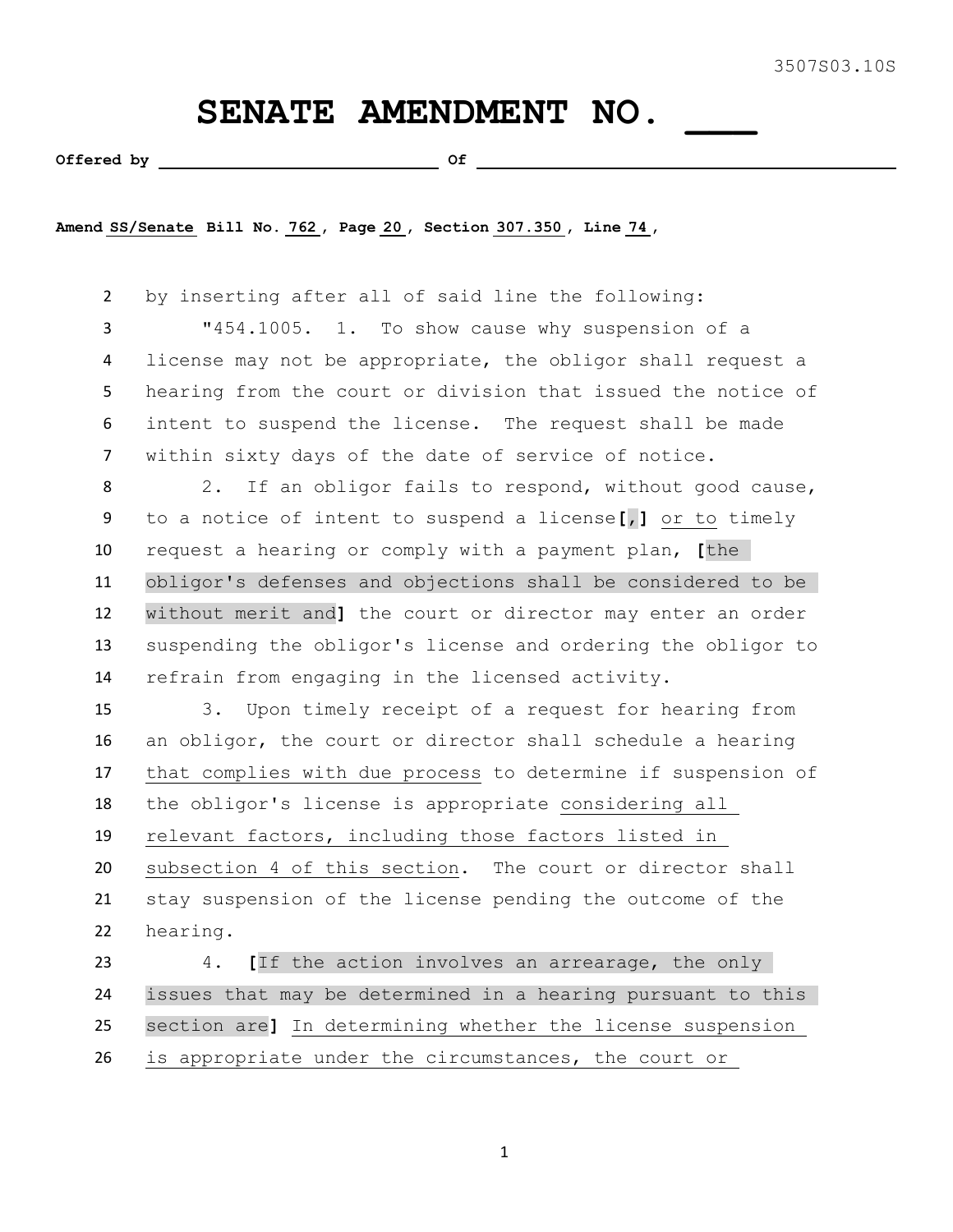3507S03.10S

# SENATE AMENDMENT NO. ___

**Offered by** ______________________ **Of** ______________________

**Amend SS/Senate Bill No. 762, Page 20, Section 307.350, Line 74,**

by inserting after all of said line the following:

"454.1005. 1. To show cause why suspension of a license may not be appropriate, the obligor shall request a hearing from the court or division that issued the notice of intent to suspend the license. The request shall be made within sixty days of the date of service of notice.

2. If an obligor fails to respond, without good cause, to a notice of intent to suspend a license[,] or to timely request a hearing or comply with a payment plan, [the obligor's defenses and objections shall be considered to be without merit and] the court or director may enter an order suspending the obligor's license and ordering the obligor to refrain from engaging in the licensed activity.

3. Upon timely receipt of a request for hearing from an obligor, the court or director shall schedule a hearing that complies with due process to determine if suspension of the obligor's license is appropriate considering all relevant factors, including those factors listed in subsection 4 of this section. The court or director shall stay suspension of the license pending the outcome of the hearing.

4. [If the action involves an arrearage, the only issues that may be determined in a hearing pursuant to this section are] In determining whether the license suspension is appropriate under the circumstances, the court or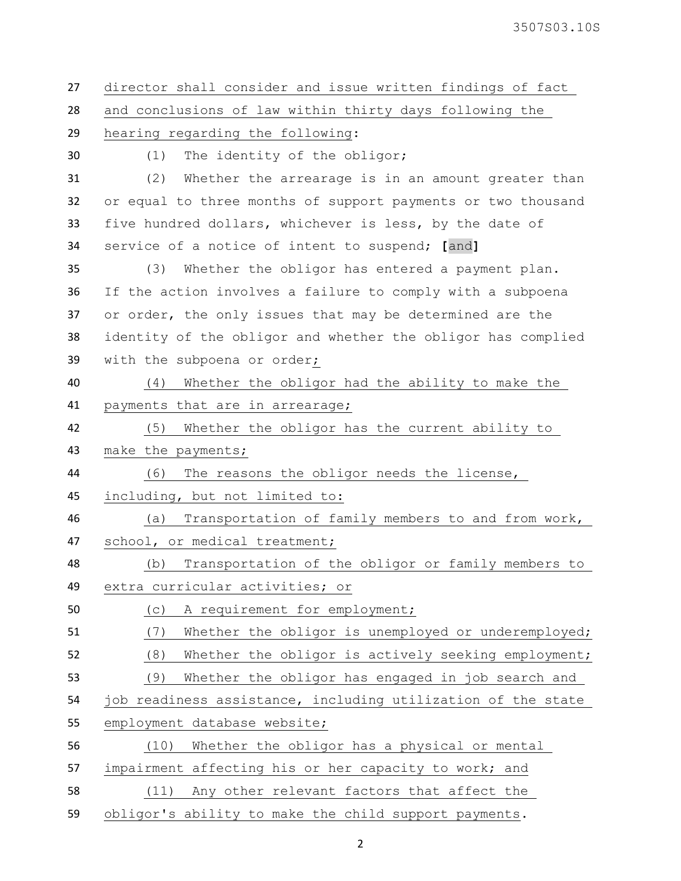director shall consider and issue written findings of fact and conclusions of law within thirty days following the hearing regarding the following:

(1) The identity of the obligor;

(2) Whether the arrearage is in an amount greater than or equal to three months of support payments or two thousand five hundred dollars, whichever is less, by the date of service of a notice of intent to suspend; **[**and**]**

(3) Whether the obligor has entered a payment plan. If the action involves a failure to comply with a subpoena or order, the only issues that may be determined are the identity of the obligor and whether the obligor has complied with the subpoena or order;

(4) Whether the obligor had the ability to make the payments that are in arrearage;

(5) Whether the obligor has the current ability to make the payments;

(6) The reasons the obligor needs the license, including, but not limited to:

(a) Transportation of family members to and from work, school, or medical treatment;

(b) Transportation of the obligor or family members to extra curricular activities; or

(c) A requirement for employment;

(7) Whether the obligor is unemployed or underemployed;

(8) Whether the obligor is actively seeking employment;

(9) Whether the obligor has engaged in job search and job readiness assistance, including utilization of the state employment database website;

(10) Whether the obligor has a physical or mental impairment affecting his or her capacity to work; and

(11) Any other relevant factors that affect the obligor's ability to make the child support payments.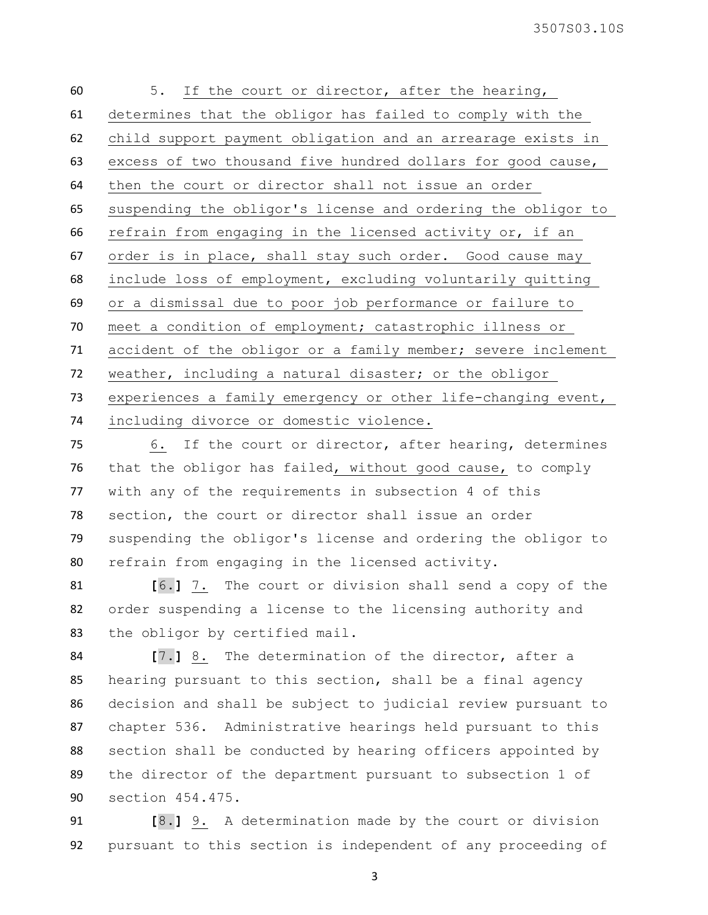5. If the court or director, after the hearing, determines that the obligor has failed to comply with the child support payment obligation and an arrearage exists in excess of two thousand five hundred dollars for good cause, then the court or director shall not issue an order suspending the obligor's license and ordering the obligor to refrain from engaging in the licensed activity or, if an order is in place, shall stay such order. Good cause may include loss of employment, excluding voluntarily quitting or a dismissal due to poor job performance or failure to meet a condition of employment; catastrophic illness or accident of the obligor or a family member; severe inclement weather, including a natural disaster; or the obligor experiences a family emergency or other life-changing event, including divorce or domestic violence.

6. If the court or director, after hearing, determines that the obligor has failed, without good cause, to comply with any of the requirements in subsection 4 of this section, the court or director shall issue an order suspending the obligor's license and ordering the obligor to refrain from engaging in the licensed activity.

[6.] 7. The court or division shall send a copy of the order suspending a license to the licensing authority and the obligor by certified mail.

[7.] 8. The determination of the director, after a hearing pursuant to this section, shall be a final agency decision and shall be subject to judicial review pursuant to chapter 536. Administrative hearings held pursuant to this section shall be conducted by hearing officers appointed by the director of the department pursuant to subsection 1 of section 454.475.

[8.] 9. A determination made by the court or division pursuant to this section is independent of any proceeding of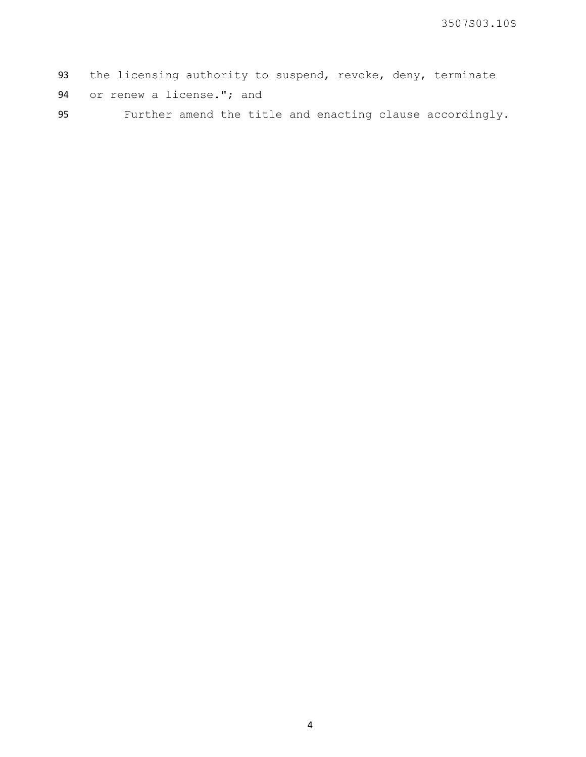the licensing authority to suspend, revoke, deny, terminate or renew a license."; and

Further amend the title and enacting clause accordingly.